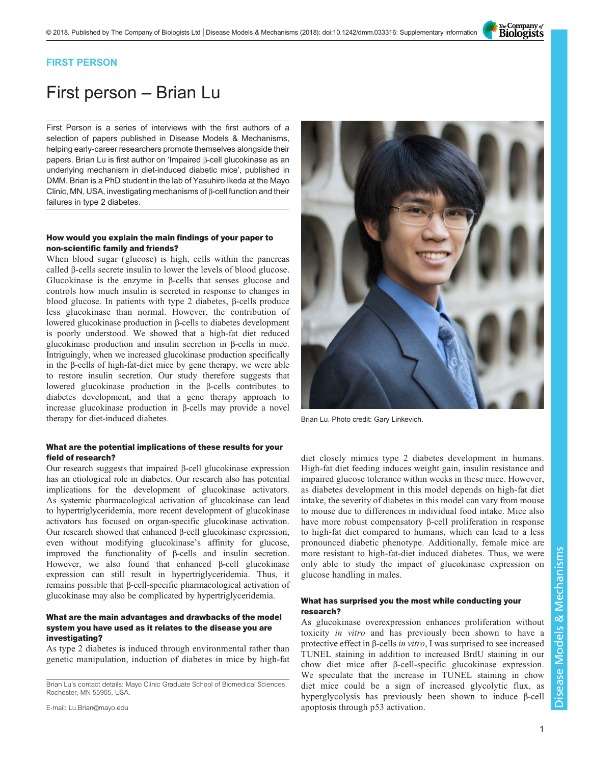FIRST PERSON

# First person – Brian Lu

First Person is a series of interviews with the first authors of a selection of papers published in Disease Models & Mechanisms, helping early-career researchers promote themselves alongside their papers. Brian Lu is first author on 'Impaired β-cell glucokinase as an underlying mechanism in diet-induced diabetic mice', published in DMM. Brian is a PhD student in the lab of Yasuhiro Ikeda at the Mayo Clinic, MN, USA, investigating mechanisms of β-cell function and their failures in type 2 diabetes.

Brian Lu. Photo credit: Gary Linkevich.

### How would you explain the main findings of your paper to non-scientific family and friends?

When blood sugar (glucose) is high, cells within the pancreas called β-cells secrete insulin to lower the levels of blood glucose. Glucokinase is the enzyme in β-cells that senses glucose and controls how much insulin is secreted in response to changes in blood glucose. In patients with type 2 diabetes, β-cells produce less glucokinase than normal. However, the contribution of lowered glucokinase production in β-cells to diabetes development is poorly understood. We showed that a high-fat diet reduced glucokinase production and insulin secretion in β-cells in mice. Intriguingly, when we increased glucokinase production specifically in the β-cells of high-fat-diet mice by gene therapy, we were able to restore insulin secretion. Our study therefore suggests that lowered glucokinase production in the β-cells contributes to diabetes development, and that a gene therapy approach to increase glucokinase production in β-cells may provide a novel therapy for diet-induced diabetes.

### What are the potential implications of these results for your field of research?

Our research suggests that impaired β-cell glucokinase expression has an etiological role in diabetes. Our research also has potential implications for the development of glucokinase activators. As systemic pharmacological activation of glucokinase can lead to hypertriglyceridemia, more recent development of glucokinase activators has focused on organ-specific glucokinase activation. Our research showed that enhanced β-cell glucokinase expression, even without modifying glucokinase's affinity for glucose, improved the functionality of β-cells and insulin secretion. However, we also found that enhanced β-cell glucokinase expression can still result in hypertriglyceridemia. Thus, it remains possible that β-cell-specific pharmacological activation of glucokinase may also be complicated by hypertriglyceridemia.

### What are the main advantages and drawbacks of the model system you have used as it relates to the disease you are investigating?

As type 2 diabetes is induced through environmental rather than genetic manipulation, induction of diabetes in mice by high-fat diet closely mimics type 2 diabetes development in humans. High-fat diet feeding induces weight gain, insulin resistance and impaired glucose tolerance within weeks in these mice. However, as diabetes development in this model depends on high-fat diet intake, the severity of diabetes in this model can vary from mouse to mouse due to differences in individual food intake. Mice also have more robust compensatory β-cell proliferation in response to high-fat diet compared to humans, which can lead to a less pronounced diabetic phenotype. Additionally, female mice are more resistant to high-fat-diet induced diabetes. Thus, we were only able to study the impact of glucokinase expression on glucose handling in males.

### What has surprised you the most while conducting your research?

As glucokinase overexpression enhances proliferation without toxicity *in vitro* and has previously been shown to have a protective effect in β-cells *in vitro*, I was surprised to see increased TUNEL staining in addition to increased BrdU staining in our chow diet mice after β-cell-specific glucokinase expression. We speculate that the increase in TUNEL staining in chow diet mice could be a sign of increased glycolytic flux, as hyperglycolysis has previously been shown to induce β-cell apoptosis through p53 activation.

Brian Lu's contact details: Mayo Clinic Graduate School of Biomedical Sciences, Rochester, MN 55905, USA.

E-mail: Lu.Brian@mayo.edu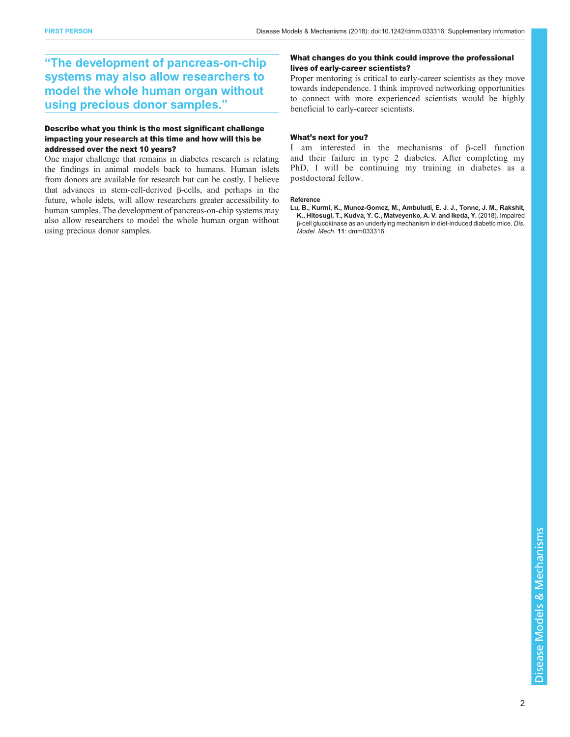> "The development of pancreas-on-chip systems may also allow researchers to model the whole human organ without using precious donor samples."

### Describe what you think is the most significant challenge impacting your research at this time and how will this be addressed over the next 10 years?

One major challenge that remains in diabetes research is relating the findings in animal models back to humans. Human islets from donors are available for research but can be costly. I believe that advances in stem-cell-derived β-cells, and perhaps in the future, whole islets, will allow researchers greater accessibility to human samples. The development of pancreas-on-chip systems may also allow researchers to model the whole human organ without using precious donor samples.

### What changes do you think could improve the professional lives of early-career scientists?

Proper mentoring is critical to early-career scientists as they move towards independence. I think improved networking opportunities to connect with more experienced scientists would be highly beneficial to early-career scientists.

### What's next for you?

I am interested in the mechanisms of β-cell function and their failure in type 2 diabetes. After completing my PhD, I will be continuing my training in diabetes as a postdoctoral fellow.

#### Reference

**Lu, B., Kurmi, K., Munoz-Gomez, M., Ambuludi, E. J. J., Tonne, J. M., Rakshit, K., Hitosugi, T., Kudva, Y. C., Matveyenko, A. V. and Ikeda, Y.** (2018). Impaired β-cell glucokinase as an underlying mechanism in diet-induced diabetic mice. *Dis. Model. Mech*. **11**: dmm033316.